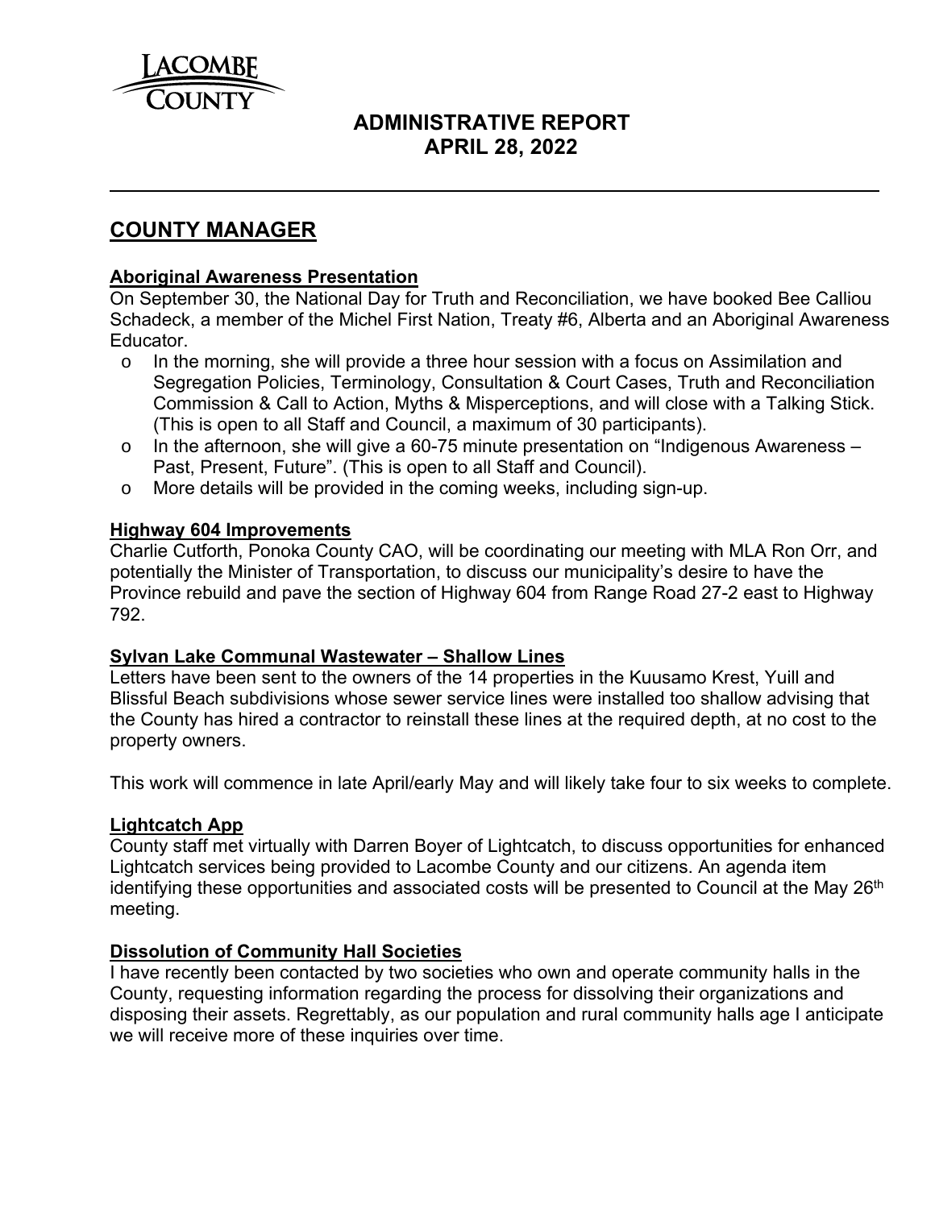# LACOMBE COUNTY

## ADMINISTRATIVE REPORT
## APRIL 28, 2022

---

## COUNTY MANAGER

### Aboriginal Awareness Presentation

On September 30, the National Day for Truth and Reconciliation, we have booked Bee Calliou Schadeck, a member of the Michel First Nation, Treaty #6, Alberta and an Aboriginal Awareness Educator.

- In the morning, she will provide a three hour session with a focus on Assimilation and Segregation Policies, Terminology, Consultation & Court Cases, Truth and Reconciliation Commission & Call to Action, Myths & Misperceptions, and will close with a Talking Stick. (This is open to all Staff and Council, a maximum of 30 participants).
- In the afternoon, she will give a 60-75 minute presentation on "Indigenous Awareness – Past, Present, Future". (This is open to all Staff and Council).
- More details will be provided in the coming weeks, including sign-up.

### Highway 604 Improvements

Charlie Cutforth, Ponoka County CAO, will be coordinating our meeting with MLA Ron Orr, and potentially the Minister of Transportation, to discuss our municipality's desire to have the Province rebuild and pave the section of Highway 604 from Range Road 27-2 east to Highway 792.

### Sylvan Lake Communal Wastewater – Shallow Lines

Letters have been sent to the owners of the 14 properties in the Kuusamo Krest, Yuill and Blissful Beach subdivisions whose sewer service lines were installed too shallow advising that the County has hired a contractor to reinstall these lines at the required depth, at no cost to the property owners.

This work will commence in late April/early May and will likely take four to six weeks to complete.

### Lightcatch App

County staff met virtually with Darren Boyer of Lightcatch, to discuss opportunities for enhanced Lightcatch services being provided to Lacombe County and our citizens. An agenda item identifying these opportunities and associated costs will be presented to Council at the May 26th meeting.

### Dissolution of Community Hall Societies

I have recently been contacted by two societies who own and operate community halls in the County, requesting information regarding the process for dissolving their organizations and disposing their assets. Regrettably, as our population and rural community halls age I anticipate we will receive more of these inquiries over time.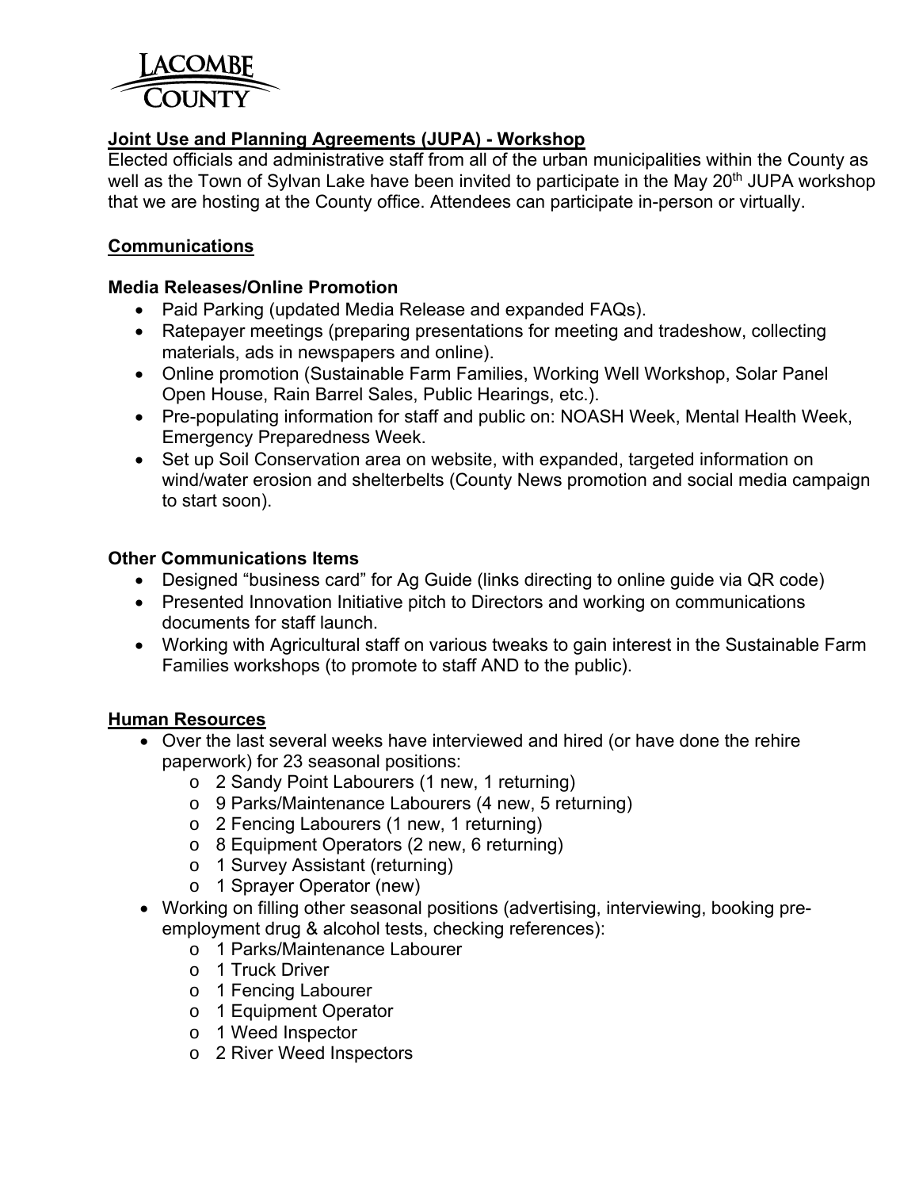LACOMBE COUNTY

**Joint Use and Planning Agreements (JUPA) - Workshop**

Elected officials and administrative staff from all of the urban municipalities within the County as well as the Town of Sylvan Lake have been invited to participate in the May 20th JUPA workshop that we are hosting at the County office. Attendees can participate in-person or virtually.

**Communications**

**Media Releases/Online Promotion**

- Paid Parking (updated Media Release and expanded FAQs).
- Ratepayer meetings (preparing presentations for meeting and tradeshow, collecting materials, ads in newspapers and online).
- Online promotion (Sustainable Farm Families, Working Well Workshop, Solar Panel Open House, Rain Barrel Sales, Public Hearings, etc.).
- Pre-populating information for staff and public on: NOASH Week, Mental Health Week, Emergency Preparedness Week.
- Set up Soil Conservation area on website, with expanded, targeted information on wind/water erosion and shelterbelts (County News promotion and social media campaign to start soon).

**Other Communications Items**

- Designed "business card" for Ag Guide (links directing to online guide via QR code)
- Presented Innovation Initiative pitch to Directors and working on communications documents for staff launch.
- Working with Agricultural staff on various tweaks to gain interest in the Sustainable Farm Families workshops (to promote to staff AND to the public).

**Human Resources**

- Over the last several weeks have interviewed and hired (or have done the rehire paperwork) for 23 seasonal positions:
  - 2 Sandy Point Labourers (1 new, 1 returning)
  - 9 Parks/Maintenance Labourers (4 new, 5 returning)
  - 2 Fencing Labourers (1 new, 1 returning)
  - 8 Equipment Operators (2 new, 6 returning)
  - 1 Survey Assistant (returning)
  - 1 Sprayer Operator (new)
- Working on filling other seasonal positions (advertising, interviewing, booking pre-employment drug & alcohol tests, checking references):
  - 1 Parks/Maintenance Labourer
  - 1 Truck Driver
  - 1 Fencing Labourer
  - 1 Equipment Operator
  - 1 Weed Inspector
  - 2 River Weed Inspectors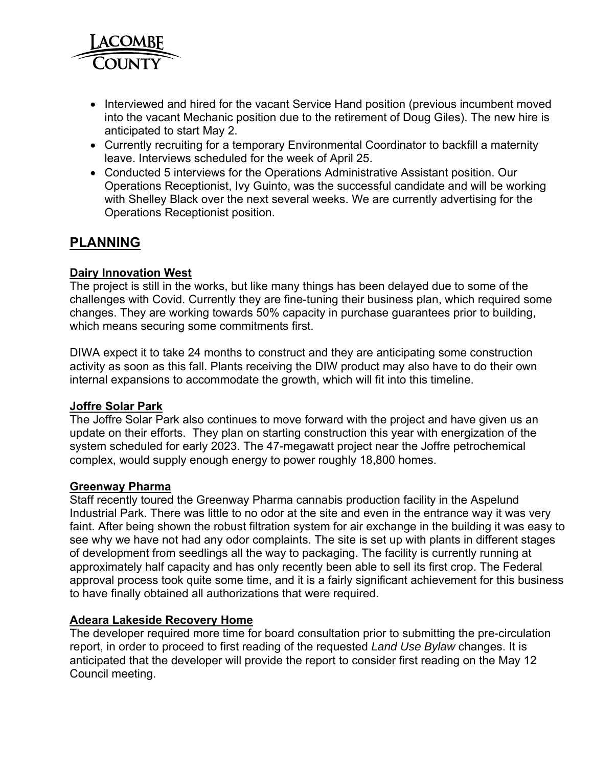- Interviewed and hired for the vacant Service Hand position (previous incumbent moved into the vacant Mechanic position due to the retirement of Doug Giles). The new hire is anticipated to start May 2.
- Currently recruiting for a temporary Environmental Coordinator to backfill a maternity leave. Interviews scheduled for the week of April 25.
- Conducted 5 interviews for the Operations Administrative Assistant position. Our Operations Receptionist, Ivy Guinto, was the successful candidate and will be working with Shelley Black over the next several weeks. We are currently advertising for the Operations Receptionist position.

## PLANNING

### Dairy Innovation West

The project is still in the works, but like many things has been delayed due to some of the challenges with Covid. Currently they are fine-tuning their business plan, which required some changes. They are working towards 50% capacity in purchase guarantees prior to building, which means securing some commitments first.

DIWA expect it to take 24 months to construct and they are anticipating some construction activity as soon as this fall. Plants receiving the DIW product may also have to do their own internal expansions to accommodate the growth, which will fit into this timeline.

### Joffre Solar Park

The Joffre Solar Park also continues to move forward with the project and have given us an update on their efforts. They plan on starting construction this year with energization of the system scheduled for early 2023. The 47-megawatt project near the Joffre petrochemical complex, would supply enough energy to power roughly 18,800 homes.

### Greenway Pharma

Staff recently toured the Greenway Pharma cannabis production facility in the Aspelund Industrial Park. There was little to no odor at the site and even in the entrance way it was very faint. After being shown the robust filtration system for air exchange in the building it was easy to see why we have not had any odor complaints. The site is set up with plants in different stages of development from seedlings all the way to packaging. The facility is currently running at approximately half capacity and has only recently been able to sell its first crop. The Federal approval process took quite some time, and it is a fairly significant achievement for this business to have finally obtained all authorizations that were required.

### Adeara Lakeside Recovery Home

The developer required more time for board consultation prior to submitting the pre-circulation report, in order to proceed to first reading of the requested *Land Use Bylaw* changes. It is anticipated that the developer will provide the report to consider first reading on the May 12 Council meeting.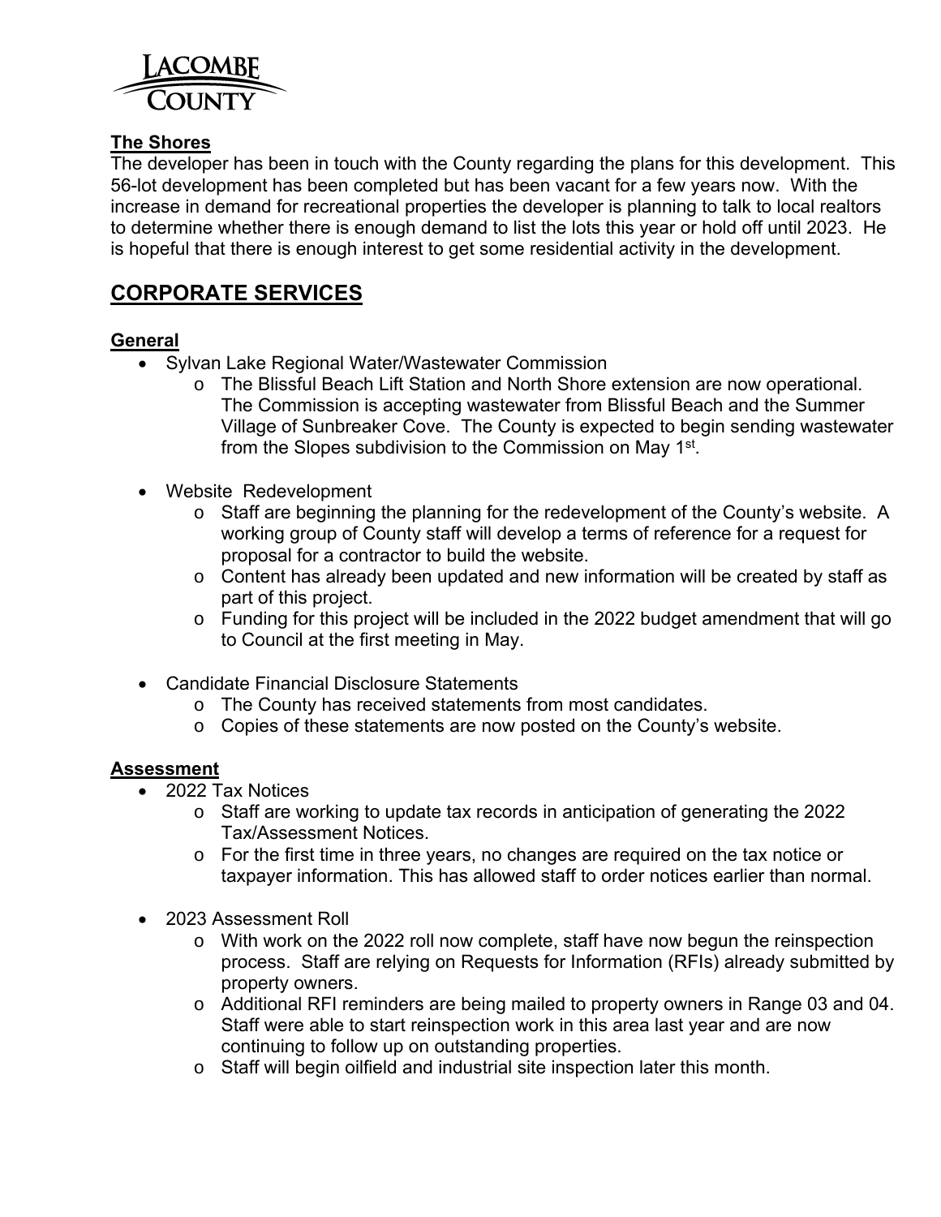**The Shores**

The developer has been in touch with the County regarding the plans for this development. This 56-lot development has been completed but has been vacant for a few years now. With the increase in demand for recreational properties the developer is planning to talk to local realtors to determine whether there is enough demand to list the lots this year or hold off until 2023. He is hopeful that there is enough interest to get some residential activity in the development.

## CORPORATE SERVICES

**General**

- Sylvan Lake Regional Water/Wastewater Commission
  - The Blissful Beach Lift Station and North Shore extension are now operational. The Commission is accepting wastewater from Blissful Beach and the Summer Village of Sunbreaker Cove. The County is expected to begin sending wastewater from the Slopes subdivision to the Commission on May 1st.
- Website Redevelopment
  - Staff are beginning the planning for the redevelopment of the County's website. A working group of County staff will develop a terms of reference for a request for proposal for a contractor to build the website.
  - Content has already been updated and new information will be created by staff as part of this project.
  - Funding for this project will be included in the 2022 budget amendment that will go to Council at the first meeting in May.
- Candidate Financial Disclosure Statements
  - The County has received statements from most candidates.
  - Copies of these statements are now posted on the County's website.

**Assessment**

- 2022 Tax Notices
  - Staff are working to update tax records in anticipation of generating the 2022 Tax/Assessment Notices.
  - For the first time in three years, no changes are required on the tax notice or taxpayer information. This has allowed staff to order notices earlier than normal.
- 2023 Assessment Roll
  - With work on the 2022 roll now complete, staff have now begun the reinspection process. Staff are relying on Requests for Information (RFIs) already submitted by property owners.
  - Additional RFI reminders are being mailed to property owners in Range 03 and 04. Staff were able to start reinspection work in this area last year and are now continuing to follow up on outstanding properties.
  - Staff will begin oilfield and industrial site inspection later this month.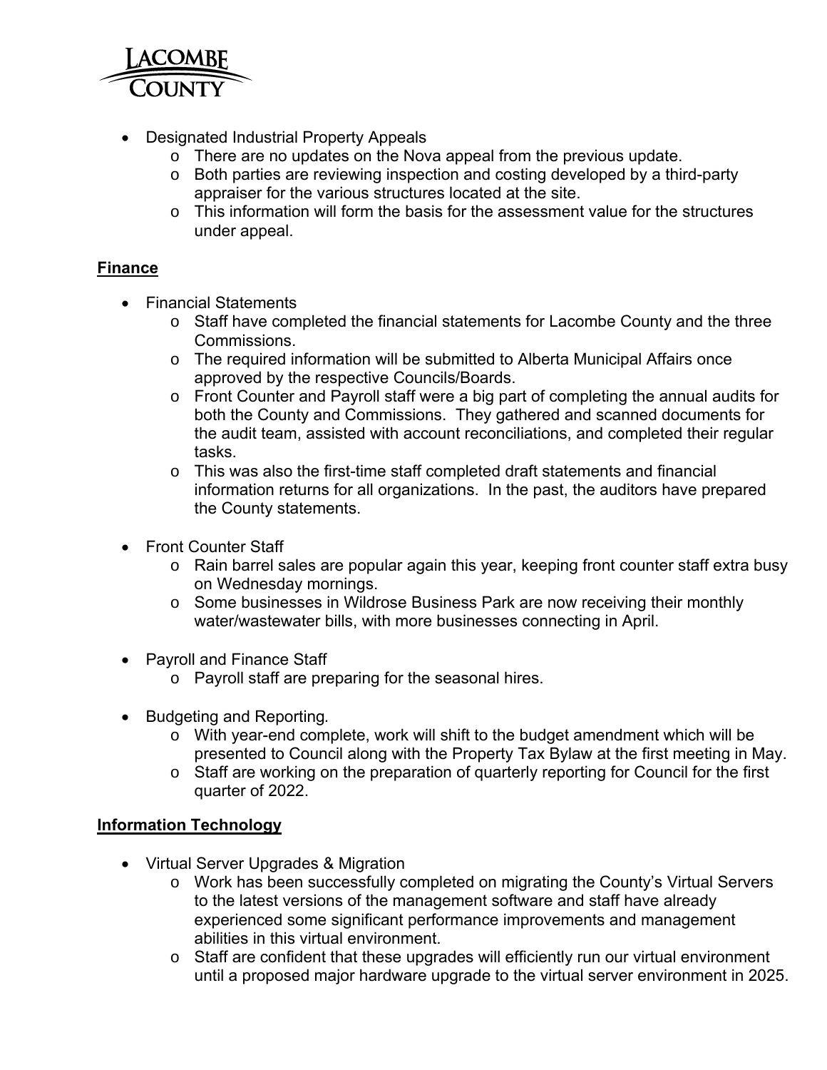- Designated Industrial Property Appeals
    - There are no updates on the Nova appeal from the previous update.
    - Both parties are reviewing inspection and costing developed by a third-party appraiser for the various structures located at the site.
    - This information will form the basis for the assessment value for the structures under appeal.

## Finance

- Financial Statements
    - Staff have completed the financial statements for Lacombe County and the three Commissions.
    - The required information will be submitted to Alberta Municipal Affairs once approved by the respective Councils/Boards.
    - Front Counter and Payroll staff were a big part of completing the annual audits for both the County and Commissions. They gathered and scanned documents for the audit team, assisted with account reconciliations, and completed their regular tasks.
    - This was also the first-time staff completed draft statements and financial information returns for all organizations. In the past, the auditors have prepared the County statements.

- Front Counter Staff
    - Rain barrel sales are popular again this year, keeping front counter staff extra busy on Wednesday mornings.
    - Some businesses in Wildrose Business Park are now receiving their monthly water/wastewater bills, with more businesses connecting in April.

- Payroll and Finance Staff
    - Payroll staff are preparing for the seasonal hires.

- Budgeting and Reporting.
    - With year-end complete, work will shift to the budget amendment which will be presented to Council along with the Property Tax Bylaw at the first meeting in May.
    - Staff are working on the preparation of quarterly reporting for Council for the first quarter of 2022.

## Information Technology

- Virtual Server Upgrades & Migration
    - Work has been successfully completed on migrating the County's Virtual Servers to the latest versions of the management software and staff have already experienced some significant performance improvements and management abilities in this virtual environment.
    - Staff are confident that these upgrades will efficiently run our virtual environment until a proposed major hardware upgrade to the virtual server environment in 2025.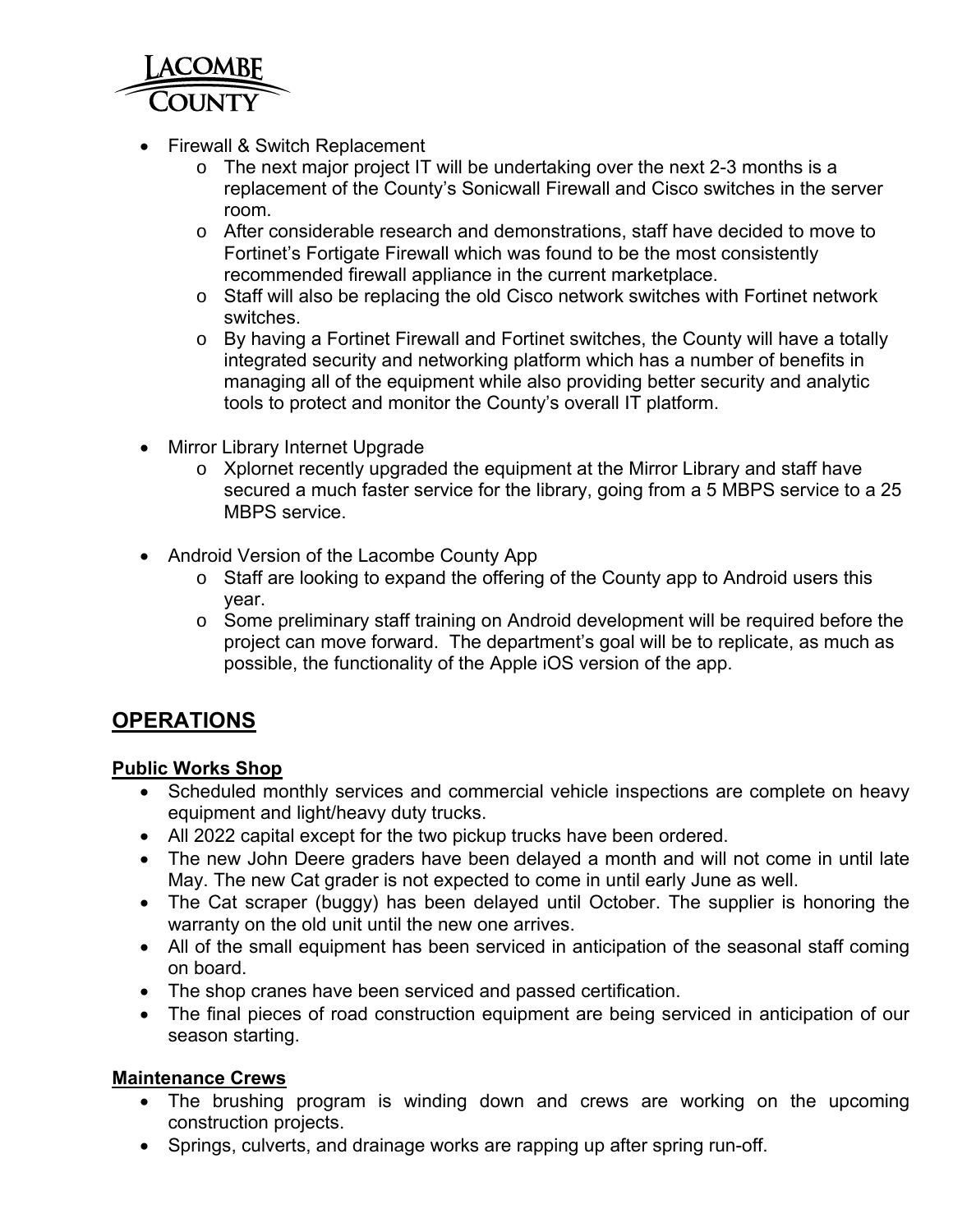- Firewall & Switch Replacement
  - The next major project IT will be undertaking over the next 2-3 months is a replacement of the County's Sonicwall Firewall and Cisco switches in the server room.
  - After considerable research and demonstrations, staff have decided to move to Fortinet's Fortigate Firewall which was found to be the most consistently recommended firewall appliance in the current marketplace.
  - Staff will also be replacing the old Cisco network switches with Fortinet network switches.
  - By having a Fortinet Firewall and Fortinet switches, the County will have a totally integrated security and networking platform which has a number of benefits in managing all of the equipment while also providing better security and analytic tools to protect and monitor the County's overall IT platform.

- Mirror Library Internet Upgrade
  - Xplornet recently upgraded the equipment at the Mirror Library and staff have secured a much faster service for the library, going from a 5 MBPS service to a 25 MBPS service.

- Android Version of the Lacombe County App
  - Staff are looking to expand the offering of the County app to Android users this year.
  - Some preliminary staff training on Android development will be required before the project can move forward. The department's goal will be to replicate, as much as possible, the functionality of the Apple iOS version of the app.

## OPERATIONS

### Public Works Shop

- Scheduled monthly services and commercial vehicle inspections are complete on heavy equipment and light/heavy duty trucks.
- All 2022 capital except for the two pickup trucks have been ordered.
- The new John Deere graders have been delayed a month and will not come in until late May. The new Cat grader is not expected to come in until early June as well.
- The Cat scraper (buggy) has been delayed until October. The supplier is honoring the warranty on the old unit until the new one arrives.
- All of the small equipment has been serviced in anticipation of the seasonal staff coming on board.
- The shop cranes have been serviced and passed certification.
- The final pieces of road construction equipment are being serviced in anticipation of our season starting.

### Maintenance Crews

- The brushing program is winding down and crews are working on the upcoming construction projects.
- Springs, culverts, and drainage works are rapping up after spring run-off.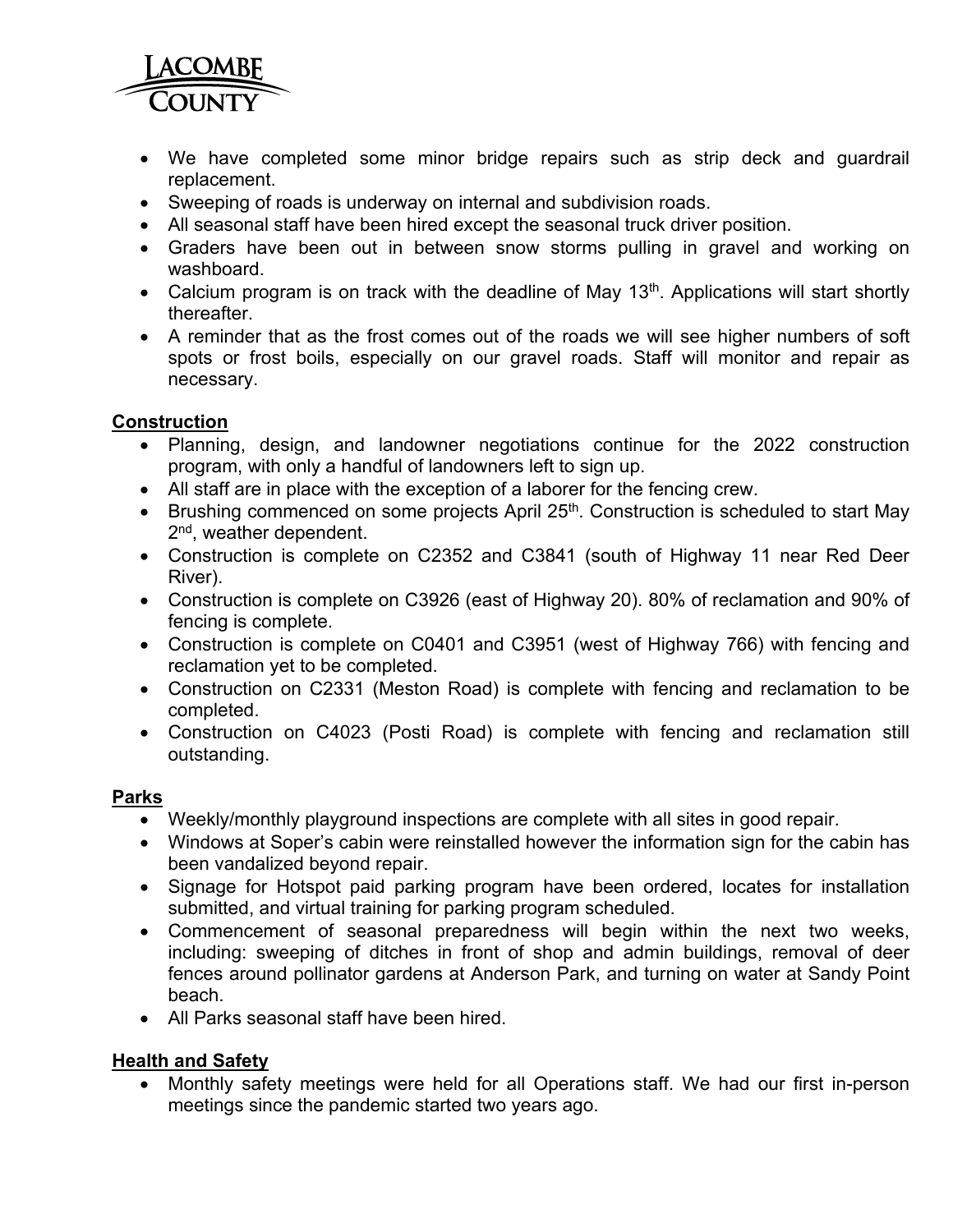- We have completed some minor bridge repairs such as strip deck and guardrail replacement.
- Sweeping of roads is underway on internal and subdivision roads.
- All seasonal staff have been hired except the seasonal truck driver position.
- Graders have been out in between snow storms pulling in gravel and working on washboard.
- Calcium program is on track with the deadline of May 13th. Applications will start shortly thereafter.
- A reminder that as the frost comes out of the roads we will see higher numbers of soft spots or frost boils, especially on our gravel roads. Staff will monitor and repair as necessary.

**Construction**

- Planning, design, and landowner negotiations continue for the 2022 construction program, with only a handful of landowners left to sign up.
- All staff are in place with the exception of a laborer for the fencing crew.
- Brushing commenced on some projects April 25th. Construction is scheduled to start May 2nd, weather dependent.
- Construction is complete on C2352 and C3841 (south of Highway 11 near Red Deer River).
- Construction is complete on C3926 (east of Highway 20). 80% of reclamation and 90% of fencing is complete.
- Construction is complete on C0401 and C3951 (west of Highway 766) with fencing and reclamation yet to be completed.
- Construction on C2331 (Meston Road) is complete with fencing and reclamation to be completed.
- Construction on C4023 (Posti Road) is complete with fencing and reclamation still outstanding.

**Parks**

- Weekly/monthly playground inspections are complete with all sites in good repair.
- Windows at Soper's cabin were reinstalled however the information sign for the cabin has been vandalized beyond repair.
- Signage for Hotspot paid parking program have been ordered, locates for installation submitted, and virtual training for parking program scheduled.
- Commencement of seasonal preparedness will begin within the next two weeks, including: sweeping of ditches in front of shop and admin buildings, removal of deer fences around pollinator gardens at Anderson Park, and turning on water at Sandy Point beach.
- All Parks seasonal staff have been hired.

**Health and Safety**

- Monthly safety meetings were held for all Operations staff. We had our first in-person meetings since the pandemic started two years ago.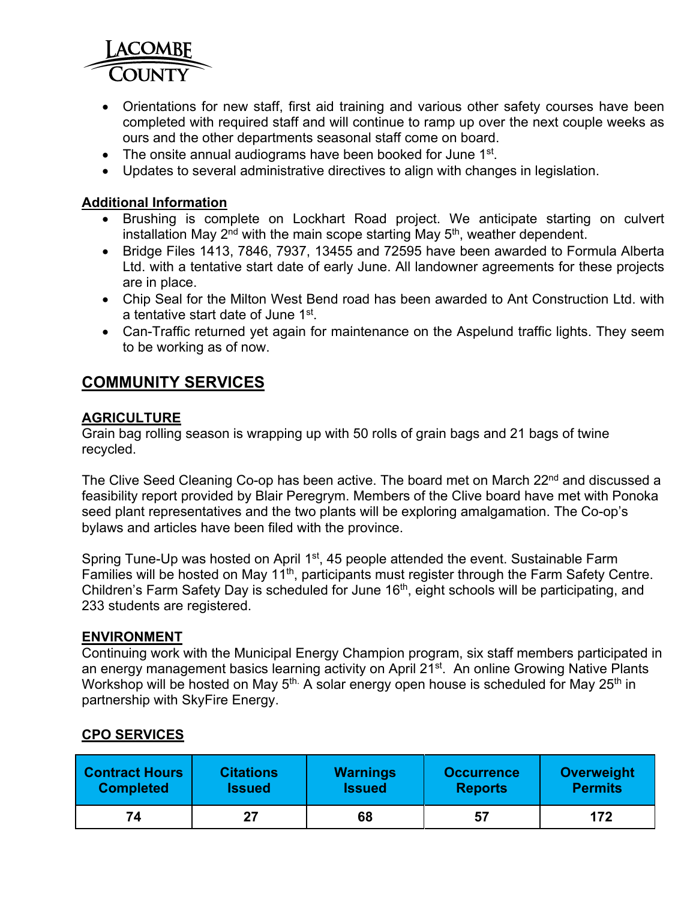- Orientations for new staff, first aid training and various other safety courses have been completed with required staff and will continue to ramp up over the next couple weeks as ours and the other departments seasonal staff come on board.
- The onsite annual audiograms have been booked for June 1st.
- Updates to several administrative directives to align with changes in legislation.

**Additional Information**

- Brushing is complete on Lockhart Road project. We anticipate starting on culvert installation May 2nd with the main scope starting May 5th, weather dependent.
- Bridge Files 1413, 7846, 7937, 13455 and 72595 have been awarded to Formula Alberta Ltd. with a tentative start date of early June. All landowner agreements for these projects are in place.
- Chip Seal for the Milton West Bend road has been awarded to Ant Construction Ltd. with a tentative start date of June 1st.
- Can-Traffic returned yet again for maintenance on the Aspelund traffic lights. They seem to be working as of now.

## COMMUNITY SERVICES

### AGRICULTURE

Grain bag rolling season is wrapping up with 50 rolls of grain bags and 21 bags of twine recycled.

The Clive Seed Cleaning Co-op has been active. The board met on March 22nd and discussed a feasibility report provided by Blair Peregrym. Members of the Clive board have met with Ponoka seed plant representatives and the two plants will be exploring amalgamation. The Co-op's bylaws and articles have been filed with the province.

Spring Tune-Up was hosted on April 1st, 45 people attended the event. Sustainable Farm Families will be hosted on May 11th, participants must register through the Farm Safety Centre. Children's Farm Safety Day is scheduled for June 16th, eight schools will be participating, and 233 students are registered.

### ENVIRONMENT

Continuing work with the Municipal Energy Champion program, six staff members participated in an energy management basics learning activity on April 21st. An online Growing Native Plants Workshop will be hosted on May 5th. A solar energy open house is scheduled for May 25th in partnership with SkyFire Energy.

### CPO SERVICES

| Contract Hours Completed | Citations Issued | Warnings Issued | Occurrence Reports | Overweight Permits |
|---|---|---|---|---|
| 74 | 27 | 68 | 57 | 172 |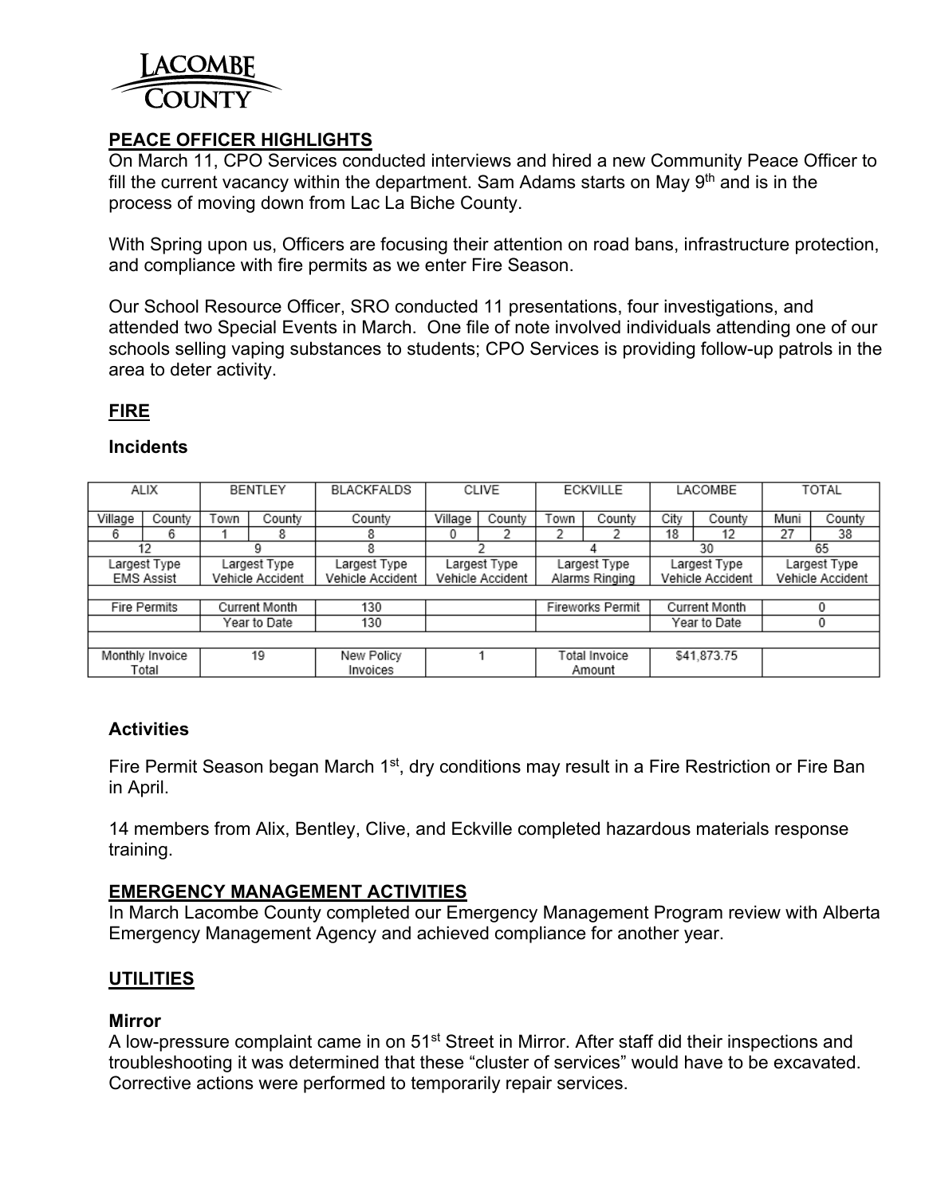# Lacombe County

## PEACE OFFICER HIGHLIGHTS

On March 11, CPO Services conducted interviews and hired a new Community Peace Officer to fill the current vacancy within the department. Sam Adams starts on May 9th and is in the process of moving down from Lac La Biche County.

With Spring upon us, Officers are focusing their attention on road bans, infrastructure protection, and compliance with fire permits as we enter Fire Season.

Our School Resource Officer, SRO conducted 11 presentations, four investigations, and attended two Special Events in March. One file of note involved individuals attending one of our schools selling vaping substances to students; CPO Services is providing follow-up patrols in the area to deter activity.

## FIRE

### Incidents

| ALIX | | BENTLEY | | BLACKFALDS | CLIVE | | ECKVILLE | | LACOMBE | | TOTAL | |
|---|---|---|---|---|---|---|---|---|---|---|---|---|
| Village | County | Town | County | County | Village | County | Town | County | City | County | Muni | County |
| 6 | 6 | 1 | 8 | 8 | 0 | 2 | 2 | 2 | 18 | 12 | 27 | 38 |
| 12 | | 9 | | 8 | 2 | | 4 | | 30 | | 65 | |
| Largest Type EMS Assist | | Largest Type Vehicle Accident | | Largest Type Vehicle Accident | Largest Type Vehicle Accident | | Largest Type Alarms Ringing | | Largest Type Vehicle Accident | | Largest Type Vehicle Accident | |
| | | | | | | | | | | | | |
| Fire Permits | | Current Month | | 130 | | | Fireworks Permit | | Current Month | | 0 | |
| | | Year to Date | | 130 | | | | | Year to Date | | 0 | |
| | | | | | | | | | | | | |
| Monthly Invoice Total | | 19 | | New Policy Invoices | 1 | | Total Invoice Amount | | $41,873.75 | | | |

### Activities

Fire Permit Season began March 1st, dry conditions may result in a Fire Restriction or Fire Ban in April.

14 members from Alix, Bentley, Clive, and Eckville completed hazardous materials response training.

## EMERGENCY MANAGEMENT ACTIVITIES

In March Lacombe County completed our Emergency Management Program review with Alberta Emergency Management Agency and achieved compliance for another year.

## UTILITIES

### Mirror

A low-pressure complaint came in on 51st Street in Mirror. After staff did their inspections and troubleshooting it was determined that these "cluster of services" would have to be excavated. Corrective actions were performed to temporarily repair services.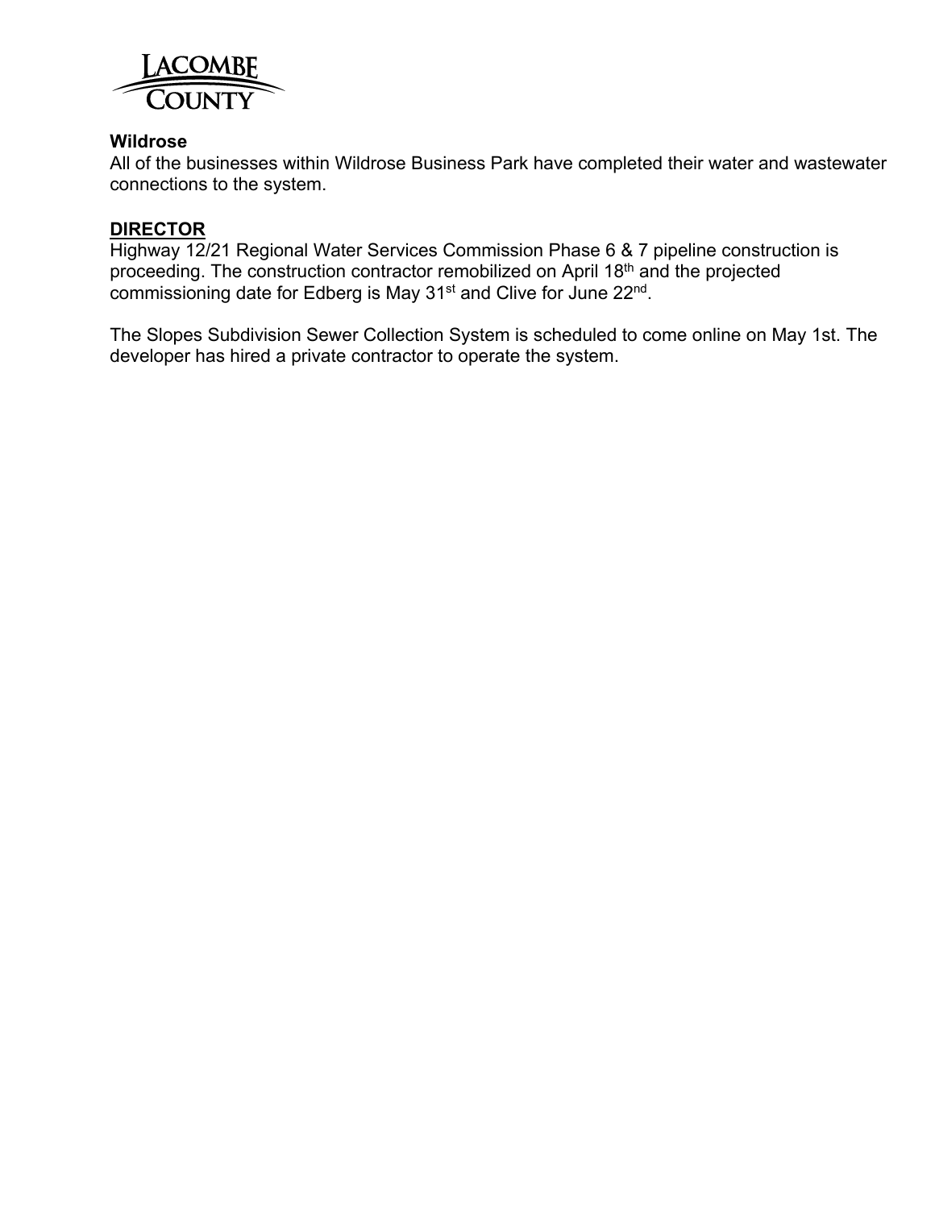**Wildrose**

All of the businesses within Wildrose Business Park have completed their water and wastewater connections to the system.

## DIRECTOR

Highway 12/21 Regional Water Services Commission Phase 6 & 7 pipeline construction is proceeding. The construction contractor remobilized on April 18th and the projected commissioning date for Edberg is May 31st and Clive for June 22nd.

The Slopes Subdivision Sewer Collection System is scheduled to come online on May 1st. The developer has hired a private contractor to operate the system.